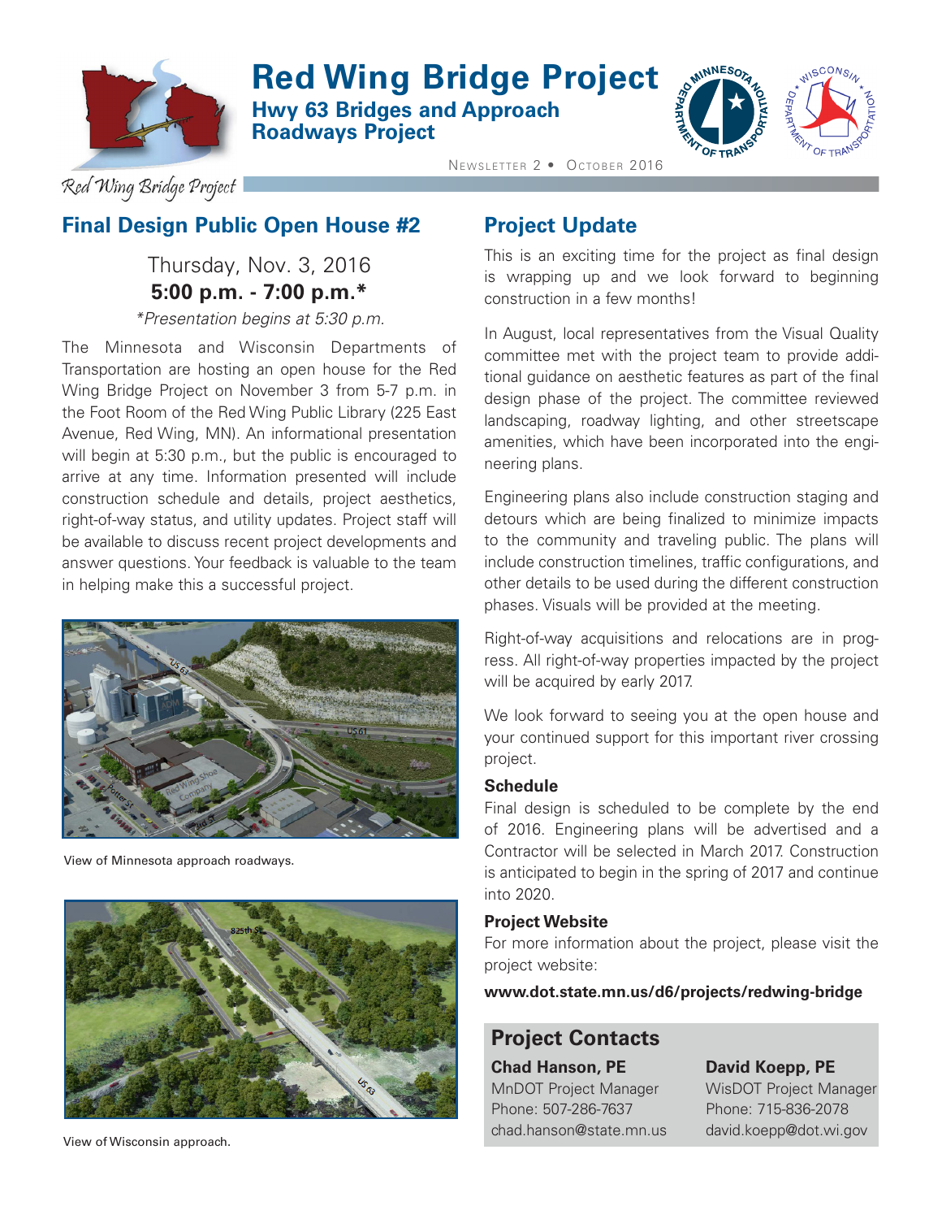# Red Wing Bridge Project

## Hwy 63 Bridges and Approach Roadways Project

Newsletter 2 • October 2016

## Final Design Public Open House #2

Thursday, Nov. 3, 2016

**5:00 p.m. - 7:00 p.m.***

*\*Presentation begins at 5:30 p.m.*

The Minnesota and Wisconsin Departments of Transportation are hosting an open house for the Red Wing Bridge Project on November 3 from 5-7 p.m. in the Foot Room of the Red Wing Public Library (225 East Avenue, Red Wing, MN). An informational presentation will begin at 5:30 p.m., but the public is encouraged to arrive at any time. Information presented will include construction schedule and details, project aesthetics, right-of-way status, and utility updates. Project staff will be available to discuss recent project developments and answer questions. Your feedback is valuable to the team in helping make this a successful project.

View of Minnesota approach roadways.

View of Wisconsin approach.

## Project Update

This is an exciting time for the project as final design is wrapping up and we look forward to beginning construction in a few months!

In August, local representatives from the Visual Quality committee met with the project team to provide additional guidance on aesthetic features as part of the final design phase of the project. The committee reviewed landscaping, roadway lighting, and other streetscape amenities, which have been incorporated into the engineering plans.

Engineering plans also include construction staging and detours which are being finalized to minimize impacts to the community and traveling public. The plans will include construction timelines, traffic configurations, and other details to be used during the different construction phases. Visuals will be provided at the meeting.

Right-of-way acquisitions and relocations are in progress. All right-of-way properties impacted by the project will be acquired by early 2017.

We look forward to seeing you at the open house and your continued support for this important river crossing project.

### Schedule

Final design is scheduled to be complete by the end of 2016. Engineering plans will be advertised and a Contractor will be selected in March 2017. Construction is anticipated to begin in the spring of 2017 and continue into 2020.

### Project Website

For more information about the project, please visit the project website:

**www.dot.state.mn.us/d6/projects/redwing-bridge**

## Project Contacts

**Chad Hanson, PE**
MnDOT Project Manager
Phone: 507-286-7637
chad.hanson@state.mn.us

**David Koepp, PE**
WisDOT Project Manager
Phone: 715-836-2078
david.koepp@dot.wi.gov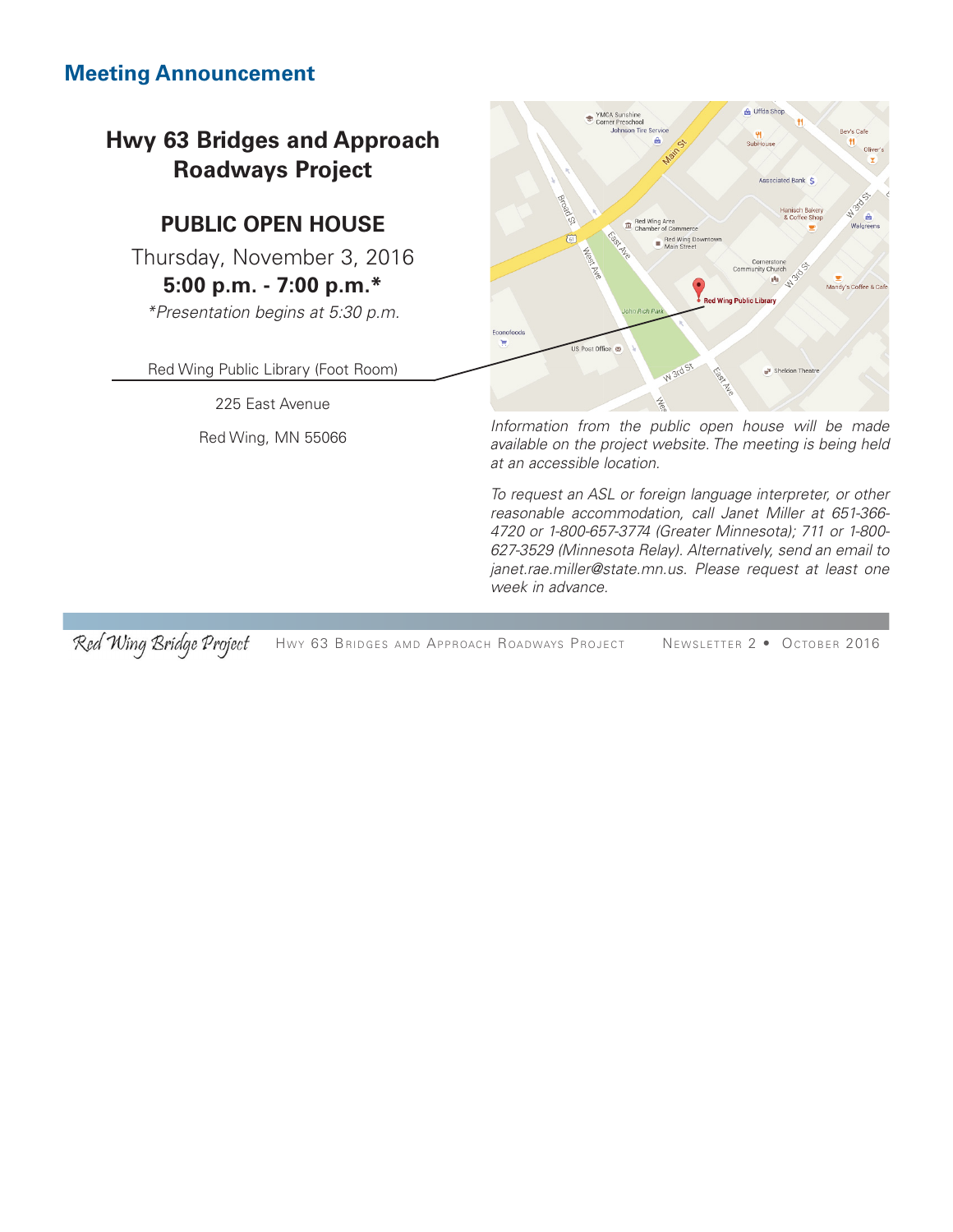## Meeting Announcement

### Hwy 63 Bridges and Approach Roadways Project

### PUBLIC OPEN HOUSE

Thursday, November 3, 2016

**5:00 p.m. - 7:00 p.m.***

*\*Presentation begins at 5:30 p.m.*

Red Wing Public Library (Foot Room)

225 East Avenue

Red Wing, MN 55066

*Information from the public open house will be made available on the project website. The meeting is being held at an accessible location.*

*To request an ASL or foreign language interpreter, or other reasonable accommodation, call Janet Miller at 651-366-4720 or 1-800-657-3774 (Greater Minnesota); 711 or 1-800-627-3529 (Minnesota Relay). Alternatively, send an email to janet.rae.miller@state.mn.us. Please request at least one week in advance.*